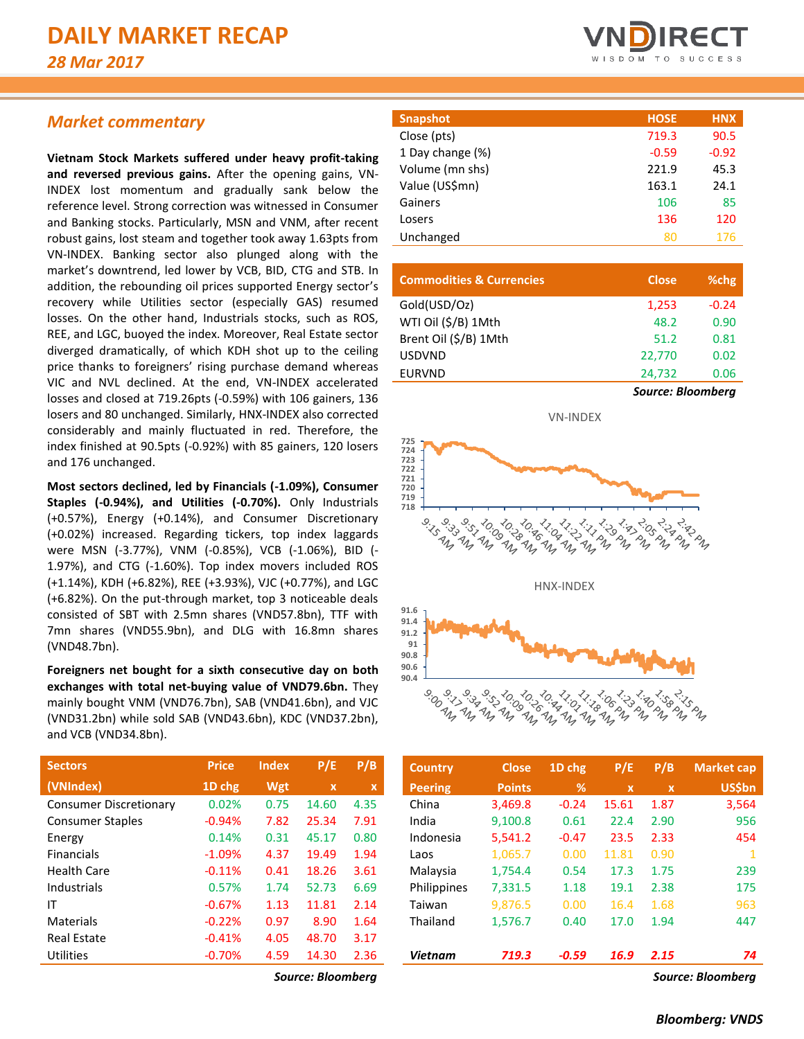# DAILY MARKET RECAP

*28 Mar 2017*

## *Market commentary*

**Vietnam Stock Markets suffered under heavy profit-taking and reversed previous gains.** After the opening gains, VN-INDEX lost momentum and gradually sank below the reference level. Strong correction was witnessed in Consumer and Banking stocks. Particularly, MSN and VNM, after recent robust gains, lost steam and together took away 1.63pts from VN-INDEX. Banking sector also plunged along with the market's downtrend, led lower by VCB, BID, CTG and STB. In addition, the rebounding oil prices supported Energy sector's recovery while Utilities sector (especially GAS) resumed losses. On the other hand, Industrials stocks, such as ROS, REE, and LGC, buoyed the index. Moreover, Real Estate sector diverged dramatically, of which KDH shot up to the ceiling price thanks to foreigners' rising purchase demand whereas VIC and NVL declined. At the end, VN-INDEX accelerated losses and closed at 719.26pts (-0.59%) with 106 gainers, 136 losers and 80 unchanged. Similarly, HNX-INDEX also corrected considerably and mainly fluctuated in red. Therefore, the index finished at 90.5pts (-0.92%) with 85 gainers, 120 losers and 176 unchanged.

**Most sectors declined, led by Financials (-1.09%), Consumer Staples (-0.94%), and Utilities (-0.70%).** Only Industrials (+0.57%), Energy (+0.14%), and Consumer Discretionary (+0.02%) increased. Regarding tickers, top index laggards were MSN (-3.77%), VNM (-0.85%), VCB (-1.06%), BID (-1.97%), and CTG (-1.60%). Top index movers included ROS (+1.14%), KDH (+6.82%), REE (+3.93%), VJC (+0.77%), and LGC (+6.82%). On the put-through market, top 3 noticeable deals consisted of SBT with 2.5mn shares (VND57.8bn), TTF with 7mn shares (VND55.9bn), and DLG with 16.8mn shares (VND48.7bn).

**Foreigners net bought for a sixth consecutive day on both exchanges with total net-buying value of VND79.6bn.** They mainly bought VNM (VND76.7bn), SAB (VND41.6bn), and VJC (VND31.2bn) while sold SAB (VND43.6bn), KDC (VND37.2bn), and VCB (VND34.8bn).

| Snapshot | HOSE | HNX |
|---|---|---|
| Close (pts) | 719.3 | 90.5 |
| 1 Day change (%) | -0.59 | -0.92 |
| Volume (mn shs) | 221.9 | 45.3 |
| Value (US$mn) | 163.1 | 24.1 |
| Gainers | 106 | 85 |
| Losers | 136 | 120 |
| Unchanged | 80 | 176 |

| Commodities & Currencies | Close | %chg |
|---|---|---|
| Gold(USD/Oz) | 1,253 | -0.24 |
| WTI Oil ($/B) 1Mth | 48.2 | 0.90 |
| Brent Oil ($/B) 1Mth | 51.2 | 0.81 |
| USDVND | 22,770 | 0.02 |
| EURVND | 24,732 | 0.06 |

*Source: Bloomberg*

VN-INDEX

HNX-INDEX

| Sectors (VNIndex) | Price 1D chg | Index Wgt | P/E x | P/B x |
|---|---|---|---|---|
| Consumer Discretionary | 0.02% | 0.75 | 14.60 | 4.35 |
| Consumer Staples | -0.94% | 7.82 | 25.34 | 7.91 |
| Energy | 0.14% | 0.31 | 45.17 | 0.80 |
| Financials | -1.09% | 4.37 | 19.49 | 1.94 |
| Health Care | -0.11% | 0.41 | 18.26 | 3.61 |
| Industrials | 0.57% | 1.74 | 52.73 | 6.69 |
| IT | -0.67% | 1.13 | 11.81 | 2.14 |
| Materials | -0.22% | 0.97 | 8.90 | 1.64 |
| Real Estate | -0.41% | 4.05 | 48.70 | 3.17 |
| Utilities | -0.70% | 4.59 | 14.30 | 2.36 |

*Source: Bloomberg*

| Country Peering | Close Points | 1D chg % | P/E x | P/B x | Market cap US$bn |
|---|---|---|---|---|---|
| China | 3,469.8 | -0.24 | 15.61 | 1.87 | 3,564 |
| India | 9,100.8 | 0.61 | 22.4 | 2.90 | 956 |
| Indonesia | 5,541.2 | -0.47 | 23.5 | 2.33 | 454 |
| Laos | 1,065.7 | 0.00 | 11.81 | 0.90 | 1 |
| Malaysia | 1,754.4 | 0.54 | 17.3 | 1.75 | 239 |
| Philippines | 7,331.5 | 1.18 | 19.1 | 2.38 | 175 |
| Taiwan | 9,876.5 | 0.00 | 16.4 | 1.68 | 963 |
| Thailand | 1,576.7 | 0.40 | 17.0 | 1.94 | 447 |
| ***Vietnam*** | ***719.3*** | ***-0.59*** | ***16.9*** | ***2.15*** | ***74*** |

*Source: Bloomberg*

***Bloomberg: VNDS***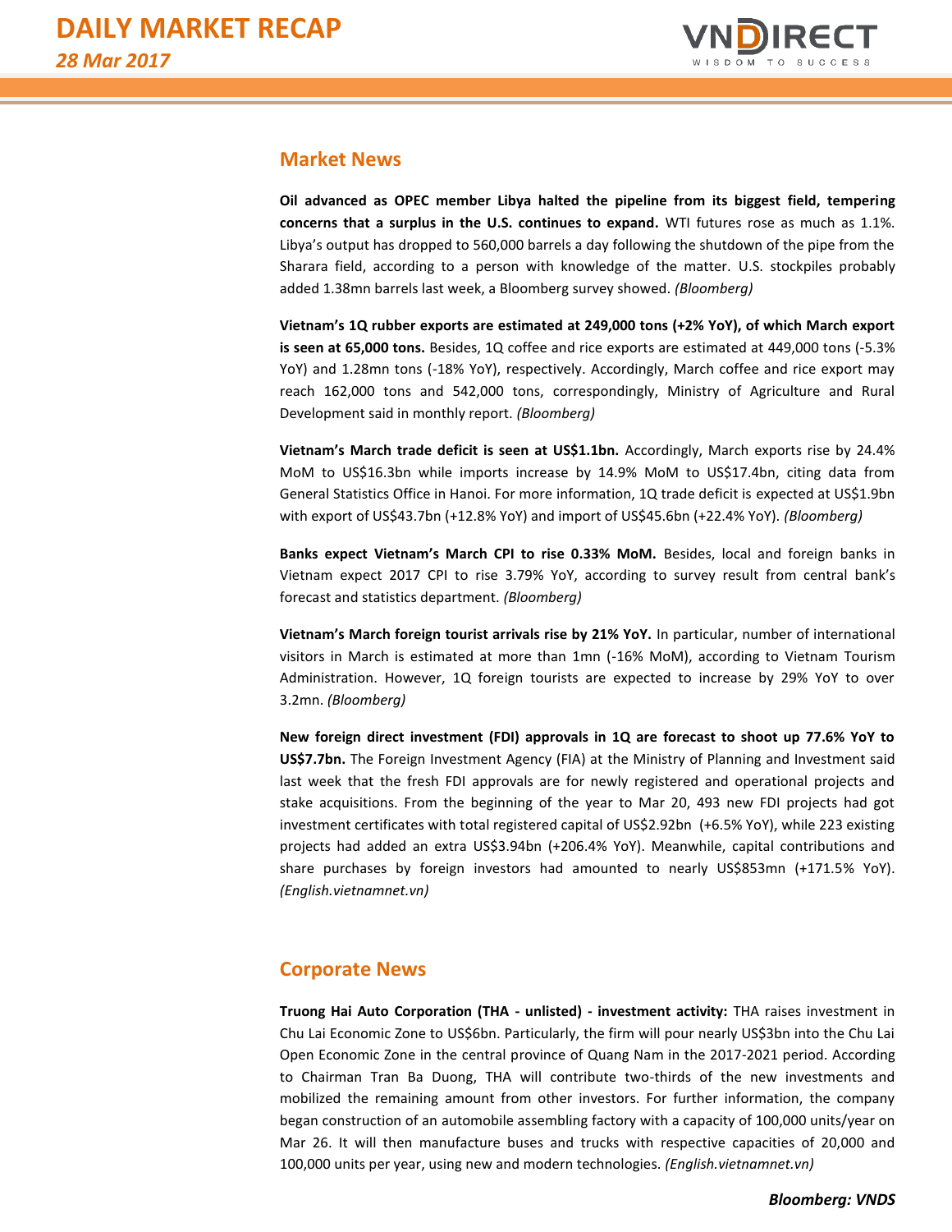## Market News

**Oil advanced as OPEC member Libya halted the pipeline from its biggest field, tempering concerns that a surplus in the U.S. continues to expand.** WTI futures rose as much as 1.1%. Libya's output has dropped to 560,000 barrels a day following the shutdown of the pipe from the Sharara field, according to a person with knowledge of the matter. U.S. stockpiles probably added 1.38mn barrels last week, a Bloomberg survey showed. *(Bloomberg)*

**Vietnam's 1Q rubber exports are estimated at 249,000 tons (+2% YoY), of which March export is seen at 65,000 tons.** Besides, 1Q coffee and rice exports are estimated at 449,000 tons (-5.3% YoY) and 1.28mn tons (-18% YoY), respectively. Accordingly, March coffee and rice export may reach 162,000 tons and 542,000 tons, correspondingly, Ministry of Agriculture and Rural Development said in monthly report. *(Bloomberg)*

**Vietnam's March trade deficit is seen at US$1.1bn.** Accordingly, March exports rise by 24.4% MoM to US$16.3bn while imports increase by 14.9% MoM to US$17.4bn, citing data from General Statistics Office in Hanoi. For more information, 1Q trade deficit is expected at US$1.9bn with export of US$43.7bn (+12.8% YoY) and import of US$45.6bn (+22.4% YoY). *(Bloomberg)*

**Banks expect Vietnam's March CPI to rise 0.33% MoM.** Besides, local and foreign banks in Vietnam expect 2017 CPI to rise 3.79% YoY, according to survey result from central bank's forecast and statistics department. *(Bloomberg)*

**Vietnam's March foreign tourist arrivals rise by 21% YoY.** In particular, number of international visitors in March is estimated at more than 1mn (-16% MoM), according to Vietnam Tourism Administration. However, 1Q foreign tourists are expected to increase by 29% YoY to over 3.2mn. *(Bloomberg)*

**New foreign direct investment (FDI) approvals in 1Q are forecast to shoot up 77.6% YoY to US$7.7bn.** The Foreign Investment Agency (FIA) at the Ministry of Planning and Investment said last week that the fresh FDI approvals are for newly registered and operational projects and stake acquisitions. From the beginning of the year to Mar 20, 493 new FDI projects had got investment certificates with total registered capital of US$2.92bn (+6.5% YoY), while 223 existing projects had added an extra US$3.94bn (+206.4% YoY). Meanwhile, capital contributions and share purchases by foreign investors had amounted to nearly US$853mn (+171.5% YoY). *(English.vietnamnet.vn)*

## Corporate News

**Truong Hai Auto Corporation (THA - unlisted) - investment activity:** THA raises investment in Chu Lai Economic Zone to US$6bn. Particularly, the firm will pour nearly US$3bn into the Chu Lai Open Economic Zone in the central province of Quang Nam in the 2017-2021 period. According to Chairman Tran Ba Duong, THA will contribute two-thirds of the new investments and mobilized the remaining amount from other investors. For further information, the company began construction of an automobile assembling factory with a capacity of 100,000 units/year on Mar 26. It will then manufacture buses and trucks with respective capacities of 20,000 and 100,000 units per year, using new and modern technologies. *(English.vietnamnet.vn)*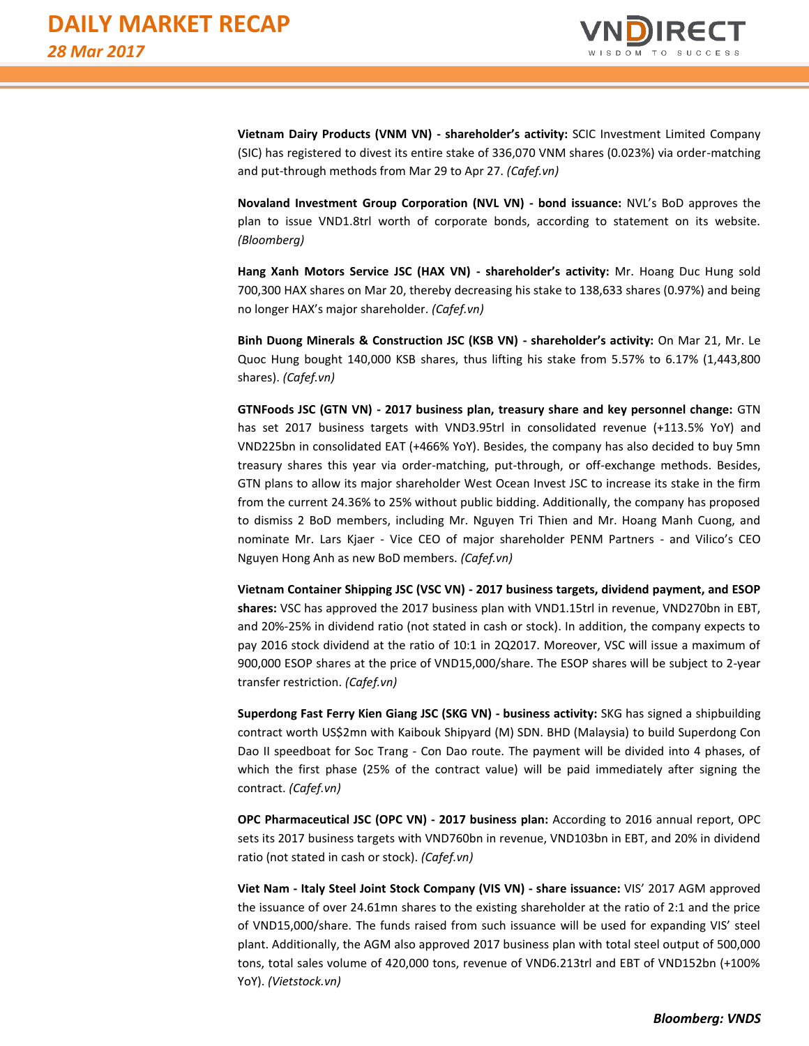**Vietnam Dairy Products (VNM VN) - shareholder's activity:** SCIC Investment Limited Company (SIC) has registered to divest its entire stake of 336,070 VNM shares (0.023%) via order-matching and put-through methods from Mar 29 to Apr 27. *(Cafef.vn)*

**Novaland Investment Group Corporation (NVL VN) - bond issuance:** NVL's BoD approves the plan to issue VND1.8trl worth of corporate bonds, according to statement on its website. *(Bloomberg)*

**Hang Xanh Motors Service JSC (HAX VN) - shareholder's activity:** Mr. Hoang Duc Hung sold 700,300 HAX shares on Mar 20, thereby decreasing his stake to 138,633 shares (0.97%) and being no longer HAX's major shareholder. *(Cafef.vn)*

**Binh Duong Minerals & Construction JSC (KSB VN) - shareholder's activity:** On Mar 21, Mr. Le Quoc Hung bought 140,000 KSB shares, thus lifting his stake from 5.57% to 6.17% (1,443,800 shares). *(Cafef.vn)*

**GTNFoods JSC (GTN VN) - 2017 business plan, treasury share and key personnel change:** GTN has set 2017 business targets with VND3.95trl in consolidated revenue (+113.5% YoY) and VND225bn in consolidated EAT (+466% YoY). Besides, the company has also decided to buy 5mn treasury shares this year via order-matching, put-through, or off-exchange methods. Besides, GTN plans to allow its major shareholder West Ocean Invest JSC to increase its stake in the firm from the current 24.36% to 25% without public bidding. Additionally, the company has proposed to dismiss 2 BoD members, including Mr. Nguyen Tri Thien and Mr. Hoang Manh Cuong, and nominate Mr. Lars Kjaer - Vice CEO of major shareholder PENM Partners - and Vilico's CEO Nguyen Hong Anh as new BoD members. *(Cafef.vn)*

**Vietnam Container Shipping JSC (VSC VN) - 2017 business targets, dividend payment, and ESOP shares:** VSC has approved the 2017 business plan with VND1.15trl in revenue, VND270bn in EBT, and 20%-25% in dividend ratio (not stated in cash or stock). In addition, the company expects to pay 2016 stock dividend at the ratio of 10:1 in 2Q2017. Moreover, VSC will issue a maximum of 900,000 ESOP shares at the price of VND15,000/share. The ESOP shares will be subject to 2-year transfer restriction. *(Cafef.vn)*

**Superdong Fast Ferry Kien Giang JSC (SKG VN) - business activity:** SKG has signed a shipbuilding contract worth US$2mn with Kaibouk Shipyard (M) SDN. BHD (Malaysia) to build Superdong Con Dao II speedboat for Soc Trang - Con Dao route. The payment will be divided into 4 phases, of which the first phase (25% of the contract value) will be paid immediately after signing the contract. *(Cafef.vn)*

**OPC Pharmaceutical JSC (OPC VN) - 2017 business plan:** According to 2016 annual report, OPC sets its 2017 business targets with VND760bn in revenue, VND103bn in EBT, and 20% in dividend ratio (not stated in cash or stock). *(Cafef.vn)*

**Viet Nam - Italy Steel Joint Stock Company (VIS VN) - share issuance:** VIS' 2017 AGM approved the issuance of over 24.61mn shares to the existing shareholder at the ratio of 2:1 and the price of VND15,000/share. The funds raised from such issuance will be used for expanding VIS' steel plant. Additionally, the AGM also approved 2017 business plan with total steel output of 500,000 tons, total sales volume of 420,000 tons, revenue of VND6.213trl and EBT of VND152bn (+100% YoY). *(Vietstock.vn)*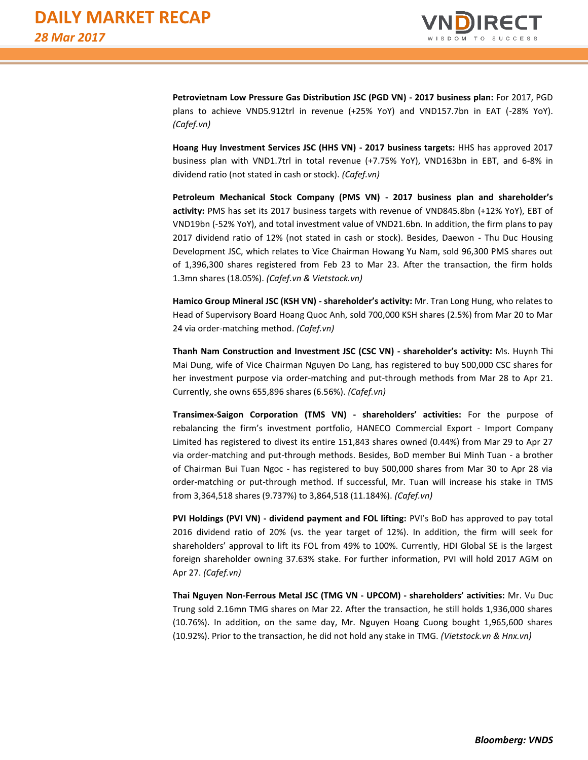**Petrovietnam Low Pressure Gas Distribution JSC (PGD VN) - 2017 business plan:** For 2017, PGD plans to achieve VND5.912trl in revenue (+25% YoY) and VND157.7bn in EAT (-28% YoY). *(Cafef.vn)*

**Hoang Huy Investment Services JSC (HHS VN) - 2017 business targets:** HHS has approved 2017 business plan with VND1.7trl in total revenue (+7.75% YoY), VND163bn in EBT, and 6-8% in dividend ratio (not stated in cash or stock). *(Cafef.vn)*

**Petroleum Mechanical Stock Company (PMS VN) - 2017 business plan and shareholder's activity:** PMS has set its 2017 business targets with revenue of VND845.8bn (+12% YoY), EBT of VND19bn (-52% YoY), and total investment value of VND21.6bn. In addition, the firm plans to pay 2017 dividend ratio of 12% (not stated in cash or stock). Besides, Daewon - Thu Duc Housing Development JSC, which relates to Vice Chairman Howang Yu Nam, sold 96,300 PMS shares out of 1,396,300 shares registered from Feb 23 to Mar 23. After the transaction, the firm holds 1.3mn shares (18.05%). *(Cafef.vn & Vietstock.vn)*

**Hamico Group Mineral JSC (KSH VN) - shareholder's activity:** Mr. Tran Long Hung, who relates to Head of Supervisory Board Hoang Quoc Anh, sold 700,000 KSH shares (2.5%) from Mar 20 to Mar 24 via order-matching method. *(Cafef.vn)*

**Thanh Nam Construction and Investment JSC (CSC VN) - shareholder's activity:** Ms. Huynh Thi Mai Dung, wife of Vice Chairman Nguyen Do Lang, has registered to buy 500,000 CSC shares for her investment purpose via order-matching and put-through methods from Mar 28 to Apr 21. Currently, she owns 655,896 shares (6.56%). *(Cafef.vn)*

**Transimex-Saigon Corporation (TMS VN) - shareholders' activities:** For the purpose of rebalancing the firm's investment portfolio, HANECO Commercial Export - Import Company Limited has registered to divest its entire 151,843 shares owned (0.44%) from Mar 29 to Apr 27 via order-matching and put-through methods. Besides, BoD member Bui Minh Tuan - a brother of Chairman Bui Tuan Ngoc - has registered to buy 500,000 shares from Mar 30 to Apr 28 via order-matching or put-through method. If successful, Mr. Tuan will increase his stake in TMS from 3,364,518 shares (9.737%) to 3,864,518 (11.184%). *(Cafef.vn)*

**PVI Holdings (PVI VN) - dividend payment and FOL lifting:** PVI's BoD has approved to pay total 2016 dividend ratio of 20% (vs. the year target of 12%). In addition, the firm will seek for shareholders' approval to lift its FOL from 49% to 100%. Currently, HDI Global SE is the largest foreign shareholder owning 37.63% stake. For further information, PVI will hold 2017 AGM on Apr 27. *(Cafef.vn)*

**Thai Nguyen Non-Ferrous Metal JSC (TMG VN - UPCOM) - shareholders' activities:** Mr. Vu Duc Trung sold 2.16mn TMG shares on Mar 22. After the transaction, he still holds 1,936,000 shares (10.76%). In addition, on the same day, Mr. Nguyen Hoang Cuong bought 1,965,600 shares (10.92%). Prior to the transaction, he did not hold any stake in TMG. *(Vietstock.vn & Hnx.vn)*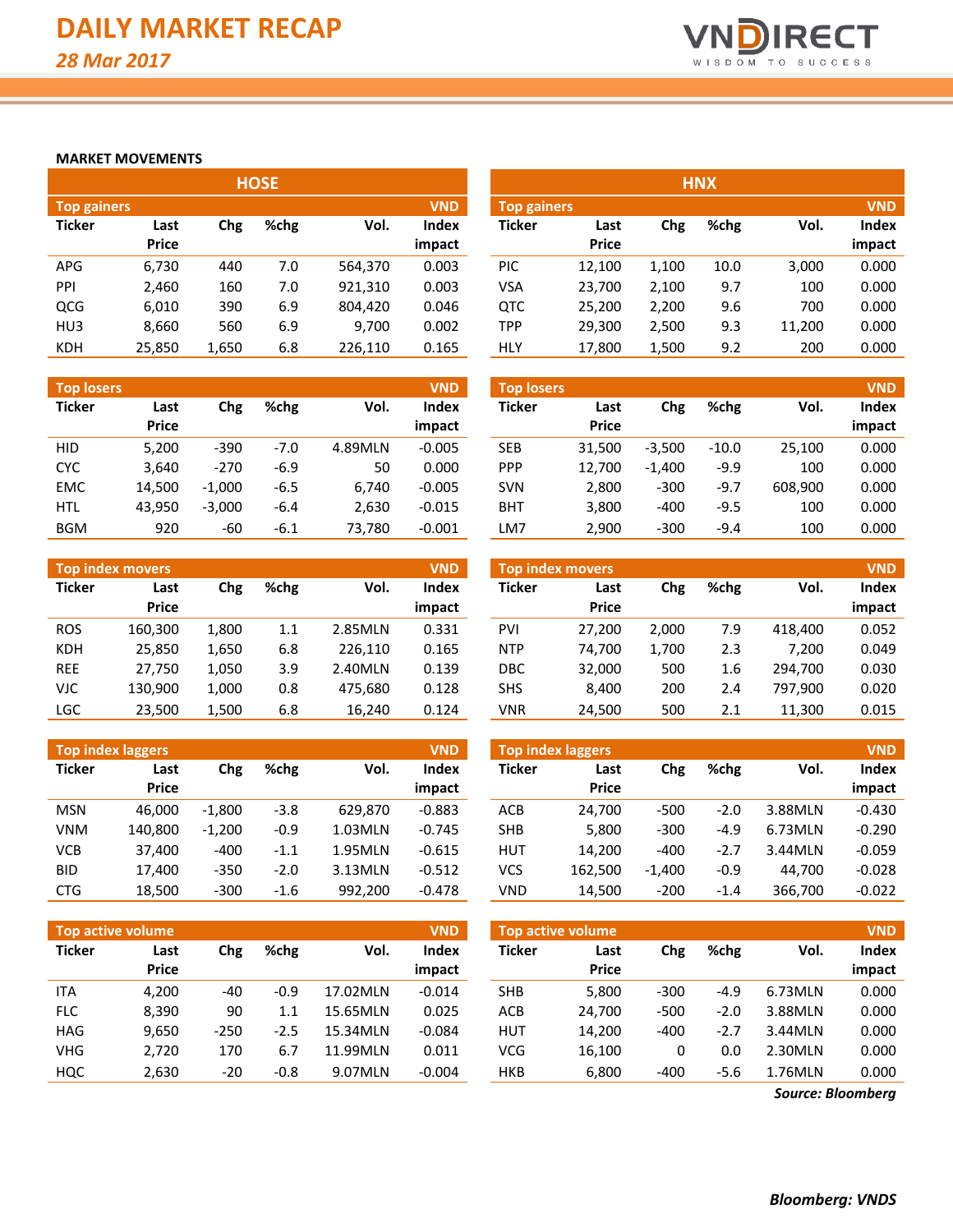# DAILY MARKET RECAP

*28 Mar 2017*

## MARKET MOVEMENTS

### HOSE

**Top gainers** (VND)

| Ticker | Last Price | Chg | %chg | Vol. | Index impact |
|---|---|---|---|---|---|
| APG | 6,730 | 440 | 7.0 | 564,370 | 0.003 |
| PPI | 2,460 | 160 | 7.0 | 921,310 | 0.003 |
| QCG | 6,010 | 390 | 6.9 | 804,420 | 0.046 |
| HU3 | 8,660 | 560 | 6.9 | 9,700 | 0.002 |
| KDH | 25,850 | 1,650 | 6.8 | 226,110 | 0.165 |

**Top losers** (VND)

| Ticker | Last Price | Chg | %chg | Vol. | Index impact |
|---|---|---|---|---|---|
| HID | 5,200 | -390 | -7.0 | 4.89MLN | -0.005 |
| CYC | 3,640 | -270 | -6.9 | 50 | 0.000 |
| EMC | 14,500 | -1,000 | -6.5 | 6,740 | -0.005 |
| HTL | 43,950 | -3,000 | -6.4 | 2,630 | -0.015 |
| BGM | 920 | -60 | -6.1 | 73,780 | -0.001 |

**Top index movers** (VND)

| Ticker | Last Price | Chg | %chg | Vol. | Index impact |
|---|---|---|---|---|---|
| ROS | 160,300 | 1,800 | 1.1 | 2.85MLN | 0.331 |
| KDH | 25,850 | 1,650 | 6.8 | 226,110 | 0.165 |
| REE | 27,750 | 1,050 | 3.9 | 2.40MLN | 0.139 |
| VJC | 130,900 | 1,000 | 0.8 | 475,680 | 0.128 |
| LGC | 23,500 | 1,500 | 6.8 | 16,240 | 0.124 |

**Top index laggers** (VND)

| Ticker | Last Price | Chg | %chg | Vol. | Index impact |
|---|---|---|---|---|---|
| MSN | 46,000 | -1,800 | -3.8 | 629,870 | -0.883 |
| VNM | 140,800 | -1,200 | -0.9 | 1.03MLN | -0.745 |
| VCB | 37,400 | -400 | -1.1 | 1.95MLN | -0.615 |
| BID | 17,400 | -350 | -2.0 | 3.13MLN | -0.512 |
| CTG | 18,500 | -300 | -1.6 | 992,200 | -0.478 |

**Top active volume** (VND)

| Ticker | Last Price | Chg | %chg | Vol. | Index impact |
|---|---|---|---|---|---|
| ITA | 4,200 | -40 | -0.9 | 17.02MLN | -0.014 |
| FLC | 8,390 | 90 | 1.1 | 15.65MLN | 0.025 |
| HAG | 9,650 | -250 | -2.5 | 15.34MLN | -0.084 |
| VHG | 2,720 | 170 | 6.7 | 11.99MLN | 0.011 |
| HQC | 2,630 | -20 | -0.8 | 9.07MLN | -0.004 |

### HNX

**Top gainers** (VND)

| Ticker | Last Price | Chg | %chg | Vol. | Index impact |
|---|---|---|---|---|---|
| PIC | 12,100 | 1,100 | 10.0 | 3,000 | 0.000 |
| VSA | 23,700 | 2,100 | 9.7 | 100 | 0.000 |
| QTC | 25,200 | 2,200 | 9.6 | 700 | 0.000 |
| TPP | 29,300 | 2,500 | 9.3 | 11,200 | 0.000 |
| HLY | 17,800 | 1,500 | 9.2 | 200 | 0.000 |

**Top losers** (VND)

| Ticker | Last Price | Chg | %chg | Vol. | Index impact |
|---|---|---|---|---|---|
| SEB | 31,500 | -3,500 | -10.0 | 25,100 | 0.000 |
| PPP | 12,700 | -1,400 | -9.9 | 100 | 0.000 |
| SVN | 2,800 | -300 | -9.7 | 608,900 | 0.000 |
| BHT | 3,800 | -400 | -9.5 | 100 | 0.000 |
| LM7 | 2,900 | -300 | -9.4 | 100 | 0.000 |

**Top index movers** (VND)

| Ticker | Last Price | Chg | %chg | Vol. | Index impact |
|---|---|---|---|---|---|
| PVI | 27,200 | 2,000 | 7.9 | 418,400 | 0.052 |
| NTP | 74,700 | 1,700 | 2.3 | 7,200 | 0.049 |
| DBC | 32,000 | 500 | 1.6 | 294,700 | 0.030 |
| SHS | 8,400 | 200 | 2.4 | 797,900 | 0.020 |
| VNR | 24,500 | 500 | 2.1 | 11,300 | 0.015 |

**Top index laggers** (VND)

| Ticker | Last Price | Chg | %chg | Vol. | Index impact |
|---|---|---|---|---|---|
| ACB | 24,700 | -500 | -2.0 | 3.88MLN | -0.430 |
| SHB | 5,800 | -300 | -4.9 | 6.73MLN | -0.290 |
| HUT | 14,200 | -400 | -2.7 | 3.44MLN | -0.059 |
| VCS | 162,500 | -1,400 | -0.9 | 44,700 | -0.028 |
| VND | 14,500 | -200 | -1.4 | 366,700 | -0.022 |

**Top active volume** (VND)

| Ticker | Last Price | Chg | %chg | Vol. | Index impact |
|---|---|---|---|---|---|
| SHB | 5,800 | -300 | -4.9 | 6.73MLN | 0.000 |
| ACB | 24,700 | -500 | -2.0 | 3.88MLN | 0.000 |
| HUT | 14,200 | -400 | -2.7 | 3.44MLN | 0.000 |
| VCG | 16,100 | 0 | 0.0 | 2.30MLN | 0.000 |
| HKB | 6,800 | -400 | -5.6 | 1.76MLN | 0.000 |

*Source: Bloomberg*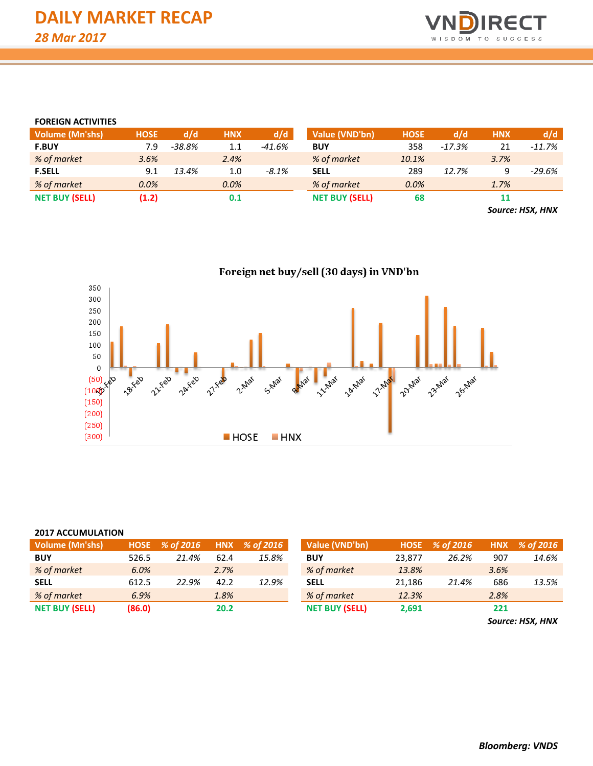# DAILY MARKET RECAP

*28 Mar 2017*

## FOREIGN ACTIVITIES

| Volume (Mn'shs) | HOSE | d/d | HNX | d/d |
|---|---|---|---|---|
| **F.BUY** | 7.9 | *-38.8%* | 1.1 | *-41.6%* |
| *% of market* | *3.6%* | | *2.4%* | |
| **F.SELL** | 9.1 | *13.4%* | 1.0 | *-8.1%* |
| *% of market* | *0.0%* | | *0.0%* | |
| **NET BUY (SELL)** | **(1.2)** | | **0.1** | |

| Value (VND'bn) | HOSE | d/d | HNX | d/d |
|---|---|---|---|---|
| **BUY** | 358 | *-17.3%* | 21 | *-11.7%* |
| *% of market* | *10.1%* | | *3.7%* | |
| **SELL** | 289 | *12.7%* | 9 | *-29.6%* |
| *% of market* | *0.0%* | | *1.7%* | |
| **NET BUY (SELL)** | **68** | | **11** | |

***Source: HSX, HNX***

**Foreign net buy/sell (30 days) in VND'bn**

## 2017 ACCUMULATION

| Volume (Mn'shs) | HOSE | % of 2016 | HNX | % of 2016 |
|---|---|---|---|---|
| **BUY** | 526.5 | *21.4%* | 62.4 | *15.8%* |
| *% of market* | *6.0%* | | *2.7%* | |
| **SELL** | 612.5 | *22.9%* | 42.2 | *12.9%* |
| *% of market* | *6.9%* | | *1.8%* | |
| **NET BUY (SELL)** | **(86.0)** | | **20.2** | |

| Value (VND'bn) | HOSE | % of 2016 | HNX | % of 2016 |
|---|---|---|---|---|
| **BUY** | 23,877 | *26.2%* | 907 | *14.6%* |
| *% of market* | *13.8%* | | *3.6%* | |
| **SELL** | 21,186 | *21.4%* | 686 | *13.5%* |
| *% of market* | *12.3%* | | *2.8%* | |
| **NET BUY (SELL)** | **2,691** | | **221** | |

***Source: HSX, HNX***

***Bloomberg: VNDS***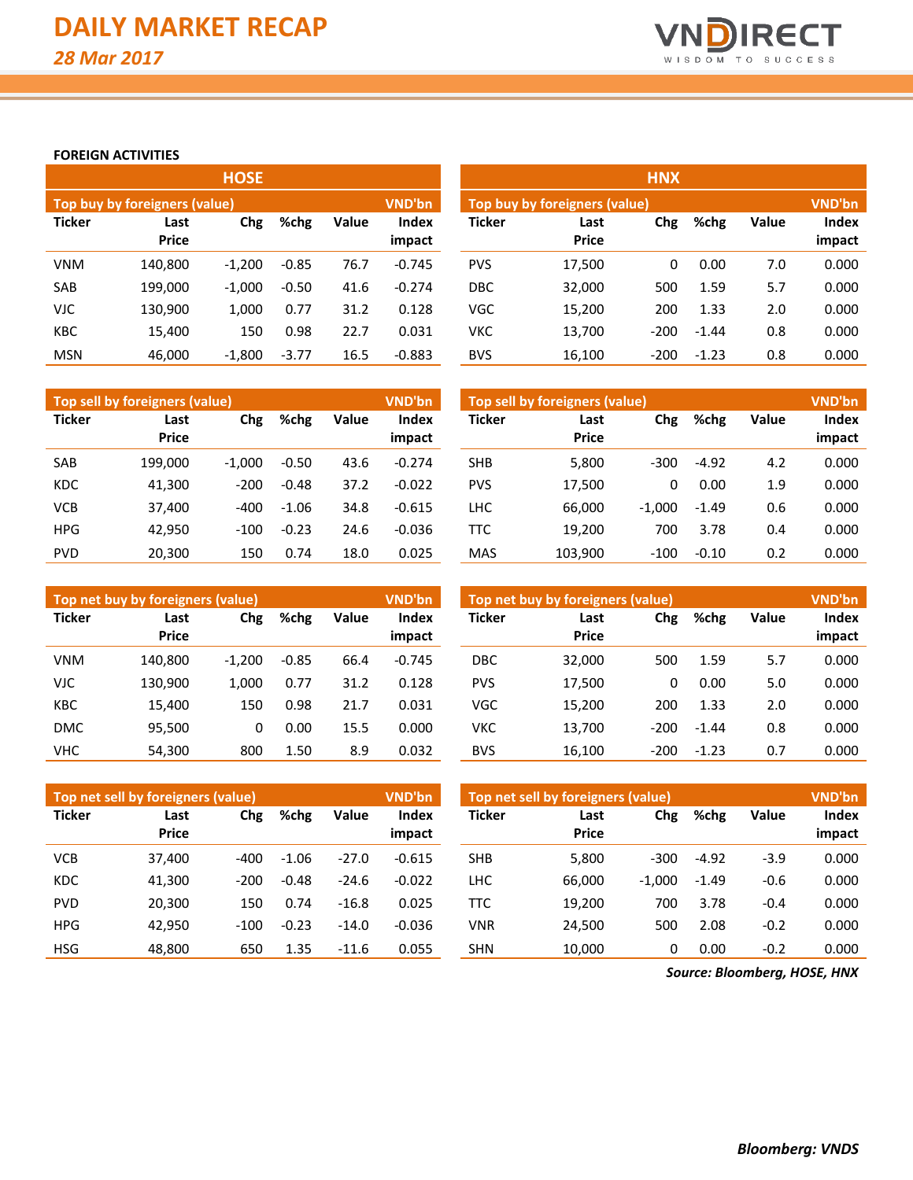# DAILY MARKET RECAP

*28 Mar 2017*

**FOREIGN ACTIVITIES**

## HOSE

**Top buy by foreigners (value)** — VND'bn

| Ticker | Last Price | Chg | %chg | Value | Index impact |
|---|---|---|---|---|---|
| VNM | 140,800 | -1,200 | -0.85 | 76.7 | -0.745 |
| SAB | 199,000 | -1,000 | -0.50 | 41.6 | -0.274 |
| VJC | 130,900 | 1,000 | 0.77 | 31.2 | 0.128 |
| KBC | 15,400 | 150 | 0.98 | 22.7 | 0.031 |
| MSN | 46,000 | -1,800 | -3.77 | 16.5 | -0.883 |

**Top sell by foreigners (value)** — VND'bn

| Ticker | Last Price | Chg | %chg | Value | Index impact |
|---|---|---|---|---|---|
| SAB | 199,000 | -1,000 | -0.50 | 43.6 | -0.274 |
| KDC | 41,300 | -200 | -0.48 | 37.2 | -0.022 |
| VCB | 37,400 | -400 | -1.06 | 34.8 | -0.615 |
| HPG | 42,950 | -100 | -0.23 | 24.6 | -0.036 |
| PVD | 20,300 | 150 | 0.74 | 18.0 | 0.025 |

**Top net buy by foreigners (value)** — VND'bn

| Ticker | Last Price | Chg | %chg | Value | Index impact |
|---|---|---|---|---|---|
| VNM | 140,800 | -1,200 | -0.85 | 66.4 | -0.745 |
| VJC | 130,900 | 1,000 | 0.77 | 31.2 | 0.128 |
| KBC | 15,400 | 150 | 0.98 | 21.7 | 0.031 |
| DMC | 95,500 | 0 | 0.00 | 15.5 | 0.000 |
| VHC | 54,300 | 800 | 1.50 | 8.9 | 0.032 |

**Top net sell by foreigners (value)** — VND'bn

| Ticker | Last Price | Chg | %chg | Value | Index impact |
|---|---|---|---|---|---|
| VCB | 37,400 | -400 | -1.06 | -27.0 | -0.615 |
| KDC | 41,300 | -200 | -0.48 | -24.6 | -0.022 |
| PVD | 20,300 | 150 | 0.74 | -16.8 | 0.025 |
| HPG | 42,950 | -100 | -0.23 | -14.0 | -0.036 |
| HSG | 48,800 | 650 | 1.35 | -11.6 | 0.055 |

## HNX

**Top buy by foreigners (value)** — VND'bn

| Ticker | Last Price | Chg | %chg | Value | Index impact |
|---|---|---|---|---|---|
| PVS | 17,500 | 0 | 0.00 | 7.0 | 0.000 |
| DBC | 32,000 | 500 | 1.59 | 5.7 | 0.000 |
| VGC | 15,200 | 200 | 1.33 | 2.0 | 0.000 |
| VKC | 13,700 | -200 | -1.44 | 0.8 | 0.000 |
| BVS | 16,100 | -200 | -1.23 | 0.8 | 0.000 |

**Top sell by foreigners (value)** — VND'bn

| Ticker | Last Price | Chg | %chg | Value | Index impact |
|---|---|---|---|---|---|
| SHB | 5,800 | -300 | -4.92 | 4.2 | 0.000 |
| PVS | 17,500 | 0 | 0.00 | 1.9 | 0.000 |
| LHC | 66,000 | -1,000 | -1.49 | 0.6 | 0.000 |
| TTC | 19,200 | 700 | 3.78 | 0.4 | 0.000 |
| MAS | 103,900 | -100 | -0.10 | 0.2 | 0.000 |

**Top net buy by foreigners (value)** — VND'bn

| Ticker | Last Price | Chg | %chg | Value | Index impact |
|---|---|---|---|---|---|
| DBC | 32,000 | 500 | 1.59 | 5.7 | 0.000 |
| PVS | 17,500 | 0 | 0.00 | 5.0 | 0.000 |
| VGC | 15,200 | 200 | 1.33 | 2.0 | 0.000 |
| VKC | 13,700 | -200 | -1.44 | 0.8 | 0.000 |
| BVS | 16,100 | -200 | -1.23 | 0.7 | 0.000 |

**Top net sell by foreigners (value)** — VND'bn

| Ticker | Last Price | Chg | %chg | Value | Index impact |
|---|---|---|---|---|---|
| SHB | 5,800 | -300 | -4.92 | -3.9 | 0.000 |
| LHC | 66,000 | -1,000 | -1.49 | -0.6 | 0.000 |
| TTC | 19,200 | 700 | 3.78 | -0.4 | 0.000 |
| VNR | 24,500 | 500 | 2.08 | -0.2 | 0.000 |
| SHN | 10,000 | 0 | 0.00 | -0.2 | 0.000 |

***Source: Bloomberg, HOSE, HNX***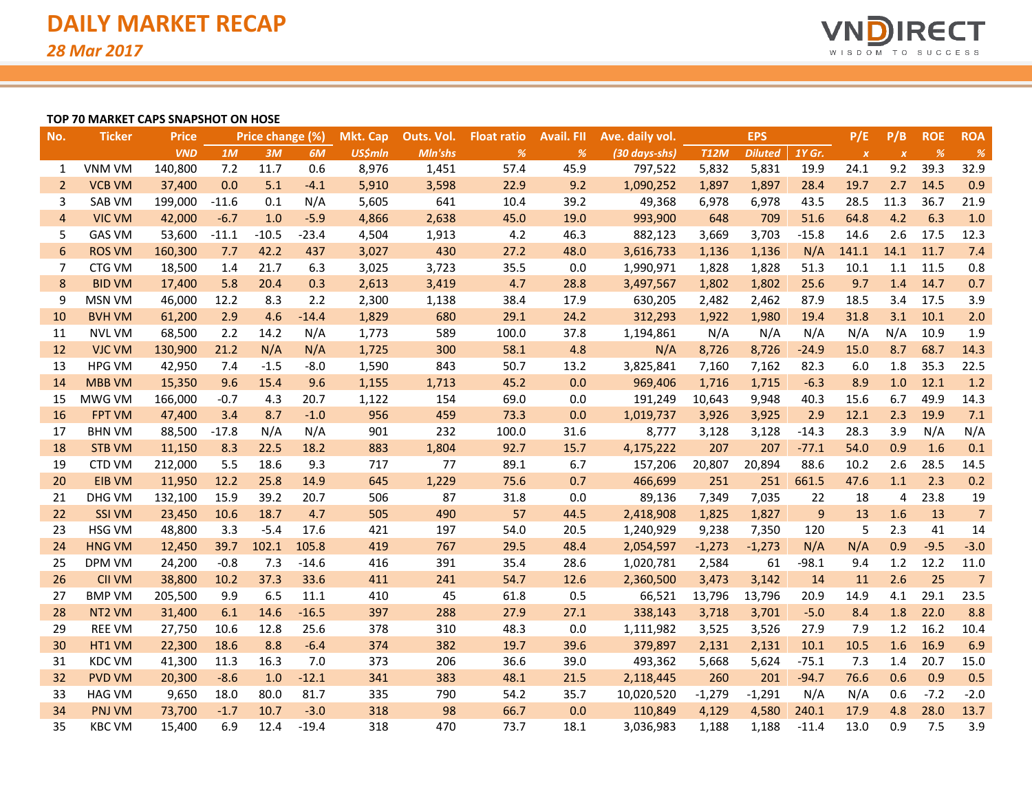# DAILY MARKET RECAP

*28 Mar 2017*

**TOP 70 MARKET CAPS SNAPSHOT ON HOSE**

| No. | Ticker | Price | Price change (%) | | | Mkt. Cap | Outs. Vol. | Float ratio | Avail. FII | Ave. daily vol. | EPS | | | P/E | P/B | ROE | ROA |
|---|---|---|---|---|---|---|---|---|---|---|---|---|---|---|---|---|---|
| | | VND | 1M | 3M | 6M | US$mln | Mln'shs | % | % | (30 days-shs) | T12M | Diluted | 1Y Gr. | x | x | % | % |
| 1 | VNM VM | 140,800 | 7.2 | 11.7 | 0.6 | 8,976 | 1,451 | 57.4 | 45.9 | 797,522 | 5,832 | 5,831 | 19.9 | 24.1 | 9.2 | 39.3 | 32.9 |
| 2 | VCB VM | 37,400 | 0.0 | 5.1 | -4.1 | 5,910 | 3,598 | 22.9 | 9.2 | 1,090,252 | 1,897 | 1,897 | 28.4 | 19.7 | 2.7 | 14.5 | 0.9 |
| 3 | SAB VM | 199,000 | -11.6 | 0.1 | N/A | 5,605 | 641 | 10.4 | 39.2 | 49,368 | 6,978 | 6,978 | 43.5 | 28.5 | 11.3 | 36.7 | 21.9 |
| 4 | VIC VM | 42,000 | -6.7 | 1.0 | -5.9 | 4,866 | 2,638 | 45.0 | 19.0 | 993,900 | 648 | 709 | 51.6 | 64.8 | 4.2 | 6.3 | 1.0 |
| 5 | GAS VM | 53,600 | -11.1 | -10.5 | -23.4 | 4,504 | 1,913 | 4.2 | 46.3 | 882,123 | 3,669 | 3,703 | -15.8 | 14.6 | 2.6 | 17.5 | 12.3 |
| 6 | ROS VM | 160,300 | 7.7 | 42.2 | 437 | 3,027 | 430 | 27.2 | 48.0 | 3,616,733 | 1,136 | 1,136 | N/A | 141.1 | 14.1 | 11.7 | 7.4 |
| 7 | CTG VM | 18,500 | 1.4 | 21.7 | 6.3 | 3,025 | 3,723 | 35.5 | 0.0 | 1,990,971 | 1,828 | 1,828 | 51.3 | 10.1 | 1.1 | 11.5 | 0.8 |
| 8 | BID VM | 17,400 | 5.8 | 20.4 | 0.3 | 2,613 | 3,419 | 4.7 | 28.8 | 3,497,567 | 1,802 | 1,802 | 25.6 | 9.7 | 1.4 | 14.7 | 0.7 |
| 9 | MSN VM | 46,000 | 12.2 | 8.3 | 2.2 | 2,300 | 1,138 | 38.4 | 17.9 | 630,205 | 2,482 | 2,462 | 87.9 | 18.5 | 3.4 | 17.5 | 3.9 |
| 10 | BVH VM | 61,200 | 2.9 | 4.6 | -14.4 | 1,829 | 680 | 29.1 | 24.2 | 312,293 | 1,922 | 1,980 | 19.4 | 31.8 | 3.1 | 10.1 | 2.0 |
| 11 | NVL VM | 68,500 | 2.2 | 14.2 | N/A | 1,773 | 589 | 100.0 | 37.8 | 1,194,861 | N/A | N/A | N/A | N/A | N/A | 10.9 | 1.9 |
| 12 | VJC VM | 130,900 | 21.2 | N/A | N/A | 1,725 | 300 | 58.1 | 4.8 | N/A | 8,726 | 8,726 | -24.9 | 15.0 | 8.7 | 68.7 | 14.3 |
| 13 | HPG VM | 42,950 | 7.4 | -1.5 | -8.0 | 1,590 | 843 | 50.7 | 13.2 | 3,825,841 | 7,160 | 7,162 | 82.3 | 6.0 | 1.8 | 35.3 | 22.5 |
| 14 | MBB VM | 15,350 | 9.6 | 15.4 | 9.6 | 1,155 | 1,713 | 45.2 | 0.0 | 969,406 | 1,716 | 1,715 | -6.3 | 8.9 | 1.0 | 12.1 | 1.2 |
| 15 | MWG VM | 166,000 | -0.7 | 4.3 | 20.7 | 1,122 | 154 | 69.0 | 0.0 | 191,249 | 10,643 | 9,948 | 40.3 | 15.6 | 6.7 | 49.9 | 14.3 |
| 16 | FPT VM | 47,400 | 3.4 | 8.7 | -1.0 | 956 | 459 | 73.3 | 0.0 | 1,019,737 | 3,926 | 3,925 | 2.9 | 12.1 | 2.3 | 19.9 | 7.1 |
| 17 | BHN VM | 88,500 | -17.8 | N/A | N/A | 901 | 232 | 100.0 | 31.6 | 8,777 | 3,128 | 3,128 | -14.3 | 28.3 | 3.9 | N/A | N/A |
| 18 | STB VM | 11,150 | 8.3 | 22.5 | 18.2 | 883 | 1,804 | 92.7 | 15.7 | 4,175,222 | 207 | 207 | -77.1 | 54.0 | 0.9 | 1.6 | 0.1 |
| 19 | CTD VM | 212,000 | 5.5 | 18.6 | 9.3 | 717 | 77 | 89.1 | 6.7 | 157,206 | 20,807 | 20,894 | 88.6 | 10.2 | 2.6 | 28.5 | 14.5 |
| 20 | EIB VM | 11,950 | 12.2 | 25.8 | 14.9 | 645 | 1,229 | 75.6 | 0.7 | 466,699 | 251 | 251 | 661.5 | 47.6 | 1.1 | 2.3 | 0.2 |
| 21 | DHG VM | 132,100 | 15.9 | 39.2 | 20.7 | 506 | 87 | 31.8 | 0.0 | 89,136 | 7,349 | 7,035 | 22 | 18 | 4 | 23.8 | 19 |
| 22 | SSI VM | 23,450 | 10.6 | 18.7 | 4.7 | 505 | 490 | 57 | 44.5 | 2,418,908 | 1,825 | 1,827 | 9 | 13 | 1.6 | 13 | 7 |
| 23 | HSG VM | 48,800 | 3.3 | -5.4 | 17.6 | 421 | 197 | 54.0 | 20.5 | 1,240,929 | 9,238 | 7,350 | 120 | 5 | 2.3 | 41 | 14 |
| 24 | HNG VM | 12,450 | 39.7 | 102.1 | 105.8 | 419 | 767 | 29.5 | 48.4 | 2,054,597 | -1,273 | -1,273 | N/A | N/A | 0.9 | -9.5 | -3.0 |
| 25 | DPM VM | 24,200 | -0.8 | 7.3 | -14.6 | 416 | 391 | 35.4 | 28.6 | 1,020,781 | 2,584 | 61 | -98.1 | 9.4 | 1.2 | 12.2 | 11.0 |
| 26 | CII VM | 38,800 | 10.2 | 37.3 | 33.6 | 411 | 241 | 54.7 | 12.6 | 2,360,500 | 3,473 | 3,142 | 14 | 11 | 2.6 | 25 | 7 |
| 27 | BMP VM | 205,500 | 9.9 | 6.5 | 11.1 | 410 | 45 | 61.8 | 0.5 | 66,521 | 13,796 | 13,796 | 20.9 | 14.9 | 4.1 | 29.1 | 23.5 |
| 28 | NT2 VM | 31,400 | 6.1 | 14.6 | -16.5 | 397 | 288 | 27.9 | 27.1 | 338,143 | 3,718 | 3,701 | -5.0 | 8.4 | 1.8 | 22.0 | 8.8 |
| 29 | REE VM | 27,750 | 10.6 | 12.8 | 25.6 | 378 | 310 | 48.3 | 0.0 | 1,111,982 | 3,525 | 3,526 | 27.9 | 7.9 | 1.2 | 16.2 | 10.4 |
| 30 | HT1 VM | 22,300 | 18.6 | 8.8 | -6.4 | 374 | 382 | 19.7 | 39.6 | 379,897 | 2,131 | 2,131 | 10.1 | 10.5 | 1.6 | 16.9 | 6.9 |
| 31 | KDC VM | 41,300 | 11.3 | 16.3 | 7.0 | 373 | 206 | 36.6 | 39.0 | 493,362 | 5,668 | 5,624 | -75.1 | 7.3 | 1.4 | 20.7 | 15.0 |
| 32 | PVD VM | 20,300 | -8.6 | 1.0 | -12.1 | 341 | 383 | 48.1 | 21.5 | 2,118,445 | 260 | 201 | -94.7 | 76.6 | 0.6 | 0.9 | 0.5 |
| 33 | HAG VM | 9,650 | 18.0 | 80.0 | 81.7 | 335 | 790 | 54.2 | 35.7 | 10,020,520 | -1,279 | -1,291 | N/A | N/A | 0.6 | -7.2 | -2.0 |
| 34 | PNJ VM | 73,700 | -1.7 | 10.7 | -3.0 | 318 | 98 | 66.7 | 0.0 | 110,849 | 4,129 | 4,580 | 240.1 | 17.9 | 4.8 | 28.0 | 13.7 |
| 35 | KBC VM | 15,400 | 6.9 | 12.4 | -19.4 | 318 | 470 | 73.7 | 18.1 | 3,036,983 | 1,188 | 1,188 | -11.4 | 13.0 | 0.9 | 7.5 | 3.9 |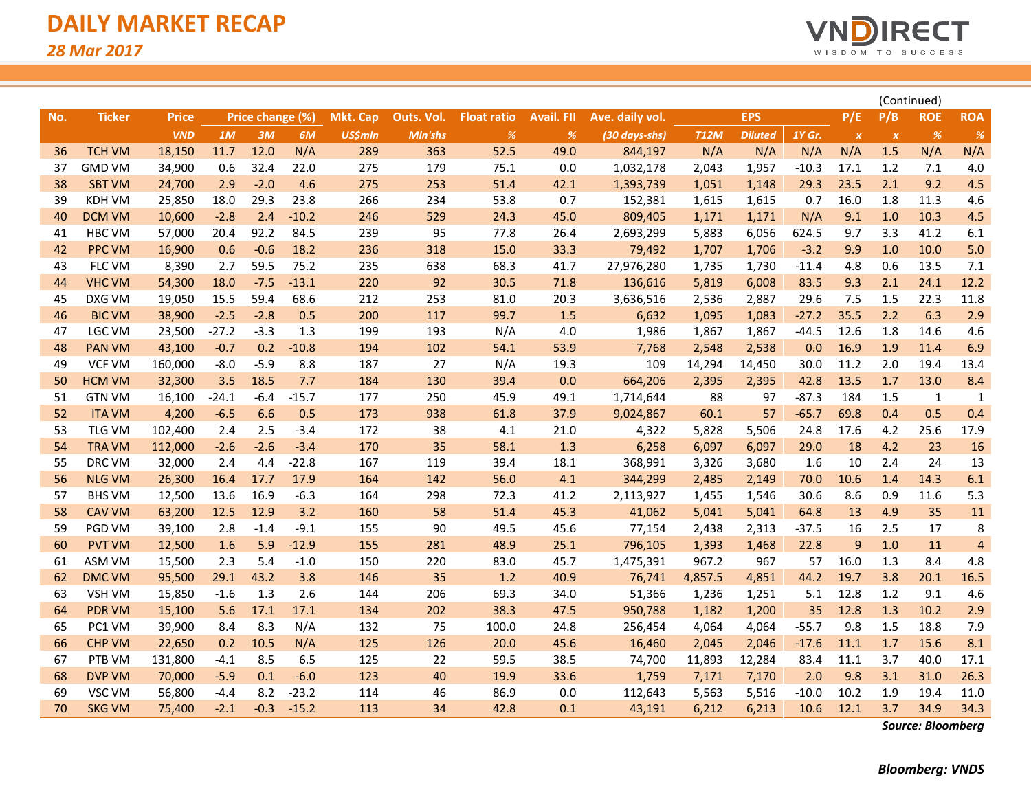# DAILY MARKET RECAP

*28 Mar 2017*

(Continued)

| No. | Ticker | Price | Price change (%) | | | Mkt. Cap | Outs. Vol. | Float ratio | Avail. FII | Ave. daily vol. | EPS | | | P/E | P/B | ROE | ROA |
|---|---|---|---|---|---|---|---|---|---|---|---|---|---|---|---|---|---|
| | | *VND* | *1M* | *3M* | *6M* | *US$mln* | *Mln'shs* | *%* | *%* | *(30 days-shs)* | *T12M* | *Diluted* | *1Y Gr.* | *x* | *x* | *%* | *%* |
| 36 | TCH VM | 18,150 | 11.7 | 12.0 | N/A | 289 | 363 | 52.5 | 49.0 | 844,197 | N/A | N/A | N/A | N/A | 1.5 | N/A | N/A |
| 37 | GMD VM | 34,900 | 0.6 | 32.4 | 22.0 | 275 | 179 | 75.1 | 0.0 | 1,032,178 | 2,043 | 1,957 | -10.3 | 17.1 | 1.2 | 7.1 | 4.0 |
| 38 | SBT VM | 24,700 | 2.9 | -2.0 | 4.6 | 275 | 253 | 51.4 | 42.1 | 1,393,739 | 1,051 | 1,148 | 29.3 | 23.5 | 2.1 | 9.2 | 4.5 |
| 39 | KDH VM | 25,850 | 18.0 | 29.3 | 23.8 | 266 | 234 | 53.8 | 0.7 | 152,381 | 1,615 | 1,615 | 0.7 | 16.0 | 1.8 | 11.3 | 4.6 |
| 40 | DCM VM | 10,600 | -2.8 | 2.4 | -10.2 | 246 | 529 | 24.3 | 45.0 | 809,405 | 1,171 | 1,171 | N/A | 9.1 | 1.0 | 10.3 | 4.5 |
| 41 | HBC VM | 57,000 | 20.4 | 92.2 | 84.5 | 239 | 95 | 77.8 | 26.4 | 2,693,299 | 5,883 | 6,056 | 624.5 | 9.7 | 3.3 | 41.2 | 6.1 |
| 42 | PPC VM | 16,900 | 0.6 | -0.6 | 18.2 | 236 | 318 | 15.0 | 33.3 | 79,492 | 1,707 | 1,706 | -3.2 | 9.9 | 1.0 | 10.0 | 5.0 |
| 43 | FLC VM | 8,390 | 2.7 | 59.5 | 75.2 | 235 | 638 | 68.3 | 41.7 | 27,976,280 | 1,735 | 1,730 | -11.4 | 4.8 | 0.6 | 13.5 | 7.1 |
| 44 | VHC VM | 54,300 | 18.0 | -7.5 | -13.1 | 220 | 92 | 30.5 | 71.8 | 136,616 | 5,819 | 6,008 | 83.5 | 9.3 | 2.1 | 24.1 | 12.2 |
| 45 | DXG VM | 19,050 | 15.5 | 59.4 | 68.6 | 212 | 253 | 81.0 | 20.3 | 3,636,516 | 2,536 | 2,887 | 29.6 | 7.5 | 1.5 | 22.3 | 11.8 |
| 46 | BIC VM | 38,900 | -2.5 | -2.8 | 0.5 | 200 | 117 | 99.7 | 1.5 | 6,632 | 1,095 | 1,083 | -27.2 | 35.5 | 2.2 | 6.3 | 2.9 |
| 47 | LGC VM | 23,500 | -27.2 | -3.3 | 1.3 | 199 | 193 | N/A | 4.0 | 1,986 | 1,867 | 1,867 | -44.5 | 12.6 | 1.8 | 14.6 | 4.6 |
| 48 | PAN VM | 43,100 | -0.7 | 0.2 | -10.8 | 194 | 102 | 54.1 | 53.9 | 7,768 | 2,548 | 2,538 | 0.0 | 16.9 | 1.9 | 11.4 | 6.9 |
| 49 | VCF VM | 160,000 | -8.0 | -5.9 | 8.8 | 187 | 27 | N/A | 19.3 | 109 | 14,294 | 14,450 | 30.0 | 11.2 | 2.0 | 19.4 | 13.4 |
| 50 | HCM VM | 32,300 | 3.5 | 18.5 | 7.7 | 184 | 130 | 39.4 | 0.0 | 664,206 | 2,395 | 2,395 | 42.8 | 13.5 | 1.7 | 13.0 | 8.4 |
| 51 | GTN VM | 16,100 | -24.1 | -6.4 | -15.7 | 177 | 250 | 45.9 | 49.1 | 1,714,644 | 88 | 97 | -87.3 | 184 | 1.5 | 1 | 1 |
| 52 | ITA VM | 4,200 | -6.5 | 6.6 | 0.5 | 173 | 938 | 61.8 | 37.9 | 9,024,867 | 60.1 | 57 | -65.7 | 69.8 | 0.4 | 0.5 | 0.4 |
| 53 | TLG VM | 102,400 | 2.4 | 2.5 | -3.4 | 172 | 38 | 4.1 | 21.0 | 4,322 | 5,828 | 5,506 | 24.8 | 17.6 | 4.2 | 25.6 | 17.9 |
| 54 | TRA VM | 112,000 | -2.6 | -2.6 | -3.4 | 170 | 35 | 58.1 | 1.3 | 6,258 | 6,097 | 6,097 | 29.0 | 18 | 4.2 | 23 | 16 |
| 55 | DRC VM | 32,000 | 2.4 | 4.4 | -22.8 | 167 | 119 | 39.4 | 18.1 | 368,991 | 3,326 | 3,680 | 1.6 | 10 | 2.4 | 24 | 13 |
| 56 | NLG VM | 26,300 | 16.4 | 17.7 | 17.9 | 164 | 142 | 56.0 | 4.1 | 344,299 | 2,485 | 2,149 | 70.0 | 10.6 | 1.4 | 14.3 | 6.1 |
| 57 | BHS VM | 12,500 | 13.6 | 16.9 | -6.3 | 164 | 298 | 72.3 | 41.2 | 2,113,927 | 1,455 | 1,546 | 30.6 | 8.6 | 0.9 | 11.6 | 5.3 |
| 58 | CAV VM | 63,200 | 12.5 | 12.9 | 3.2 | 160 | 58 | 51.4 | 45.3 | 41,062 | 5,041 | 5,041 | 64.8 | 13 | 4.9 | 35 | 11 |
| 59 | PGD VM | 39,100 | 2.8 | -1.4 | -9.1 | 155 | 90 | 49.5 | 45.6 | 77,154 | 2,438 | 2,313 | -37.5 | 16 | 2.5 | 17 | 8 |
| 60 | PVT VM | 12,500 | 1.6 | 5.9 | -12.9 | 155 | 281 | 48.9 | 25.1 | 796,105 | 1,393 | 1,468 | 22.8 | 9 | 1.0 | 11 | 4 |
| 61 | ASM VM | 15,500 | 2.3 | 5.4 | -1.0 | 150 | 220 | 83.0 | 45.7 | 1,475,391 | 967.2 | 967 | 57 | 16.0 | 1.3 | 8.4 | 4.8 |
| 62 | DMC VM | 95,500 | 29.1 | 43.2 | 3.8 | 146 | 35 | 1.2 | 40.9 | 76,741 | 4,857.5 | 4,851 | 44.2 | 19.7 | 3.8 | 20.1 | 16.5 |
| 63 | VSH VM | 15,850 | -1.6 | 1.3 | 2.6 | 144 | 206 | 69.3 | 34.0 | 51,366 | 1,236 | 1,251 | 5.1 | 12.8 | 1.2 | 9.1 | 4.6 |
| 64 | PDR VM | 15,100 | 5.6 | 17.1 | 17.1 | 134 | 202 | 38.3 | 47.5 | 950,788 | 1,182 | 1,200 | 35 | 12.8 | 1.3 | 10.2 | 2.9 |
| 65 | PC1 VM | 39,900 | 8.4 | 8.3 | N/A | 132 | 75 | 100.0 | 24.8 | 256,454 | 4,064 | 4,064 | -55.7 | 9.8 | 1.5 | 18.8 | 7.9 |
| 66 | CHP VM | 22,650 | 0.2 | 10.5 | N/A | 125 | 126 | 20.0 | 45.6 | 16,460 | 2,045 | 2,046 | -17.6 | 11.1 | 1.7 | 15.6 | 8.1 |
| 67 | PTB VM | 131,800 | -4.1 | 8.5 | 6.5 | 125 | 22 | 59.5 | 38.5 | 74,700 | 11,893 | 12,284 | 83.4 | 11.1 | 3.7 | 40.0 | 17.1 |
| 68 | DVP VM | 70,000 | -5.9 | 0.1 | -6.0 | 123 | 40 | 19.9 | 33.6 | 1,759 | 7,171 | 7,170 | 2.0 | 9.8 | 3.1 | 31.0 | 26.3 |
| 69 | VSC VM | 56,800 | -4.4 | 8.2 | -23.2 | 114 | 46 | 86.9 | 0.0 | 112,643 | 5,563 | 5,516 | -10.0 | 10.2 | 1.9 | 19.4 | 11.0 |
| 70 | SKG VM | 75,400 | -2.1 | -0.3 | -15.2 | 113 | 34 | 42.8 | 0.1 | 43,191 | 6,212 | 6,213 | 10.6 | 12.1 | 3.7 | 34.9 | 34.3 |

***Source: Bloomberg***

***Bloomberg: VNDS***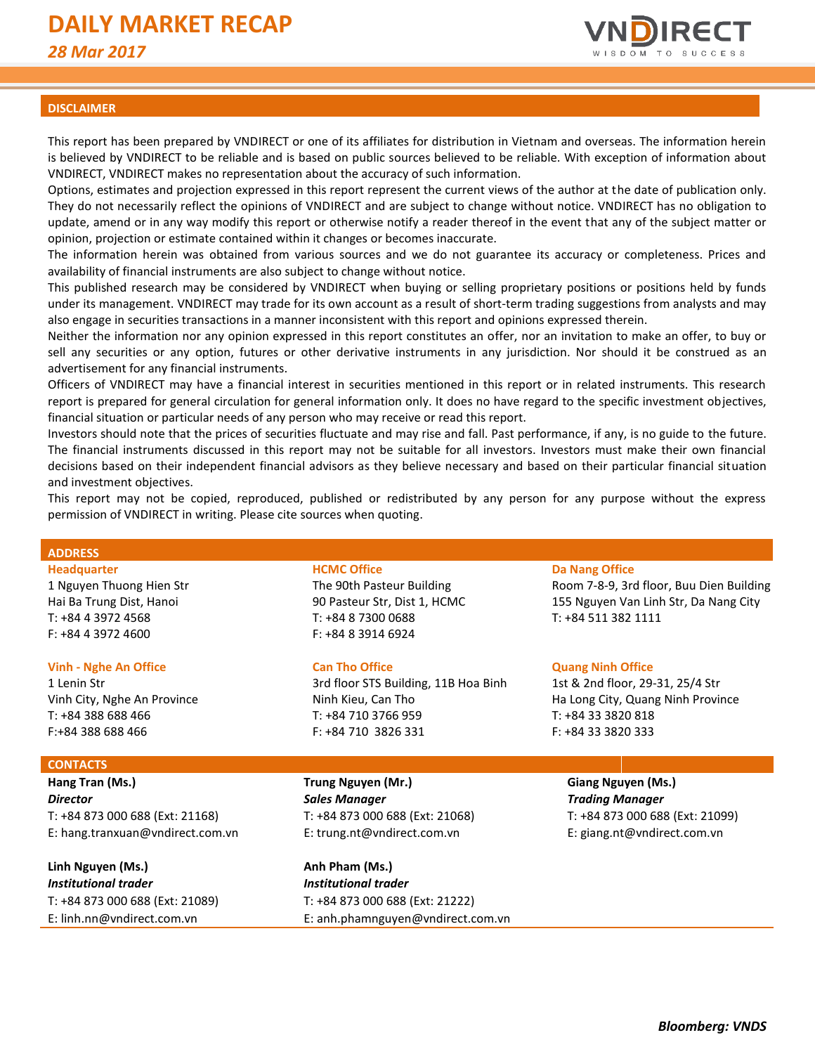# DAILY MARKET RECAP

*28 Mar 2017*

## DISCLAIMER

This report has been prepared by VNDIRECT or one of its affiliates for distribution in Vietnam and overseas. The information herein is believed by VNDIRECT to be reliable and is based on public sources believed to be reliable. With exception of information about VNDIRECT, VNDIRECT makes no representation about the accuracy of such information.

Options, estimates and projection expressed in this report represent the current views of the author at the date of publication only. They do not necessarily reflect the opinions of VNDIRECT and are subject to change without notice. VNDIRECT has no obligation to update, amend or in any way modify this report or otherwise notify a reader thereof in the event that any of the subject matter or opinion, projection or estimate contained within it changes or becomes inaccurate.

The information herein was obtained from various sources and we do not guarantee its accuracy or completeness. Prices and availability of financial instruments are also subject to change without notice.

This published research may be considered by VNDIRECT when buying or selling proprietary positions or positions held by funds under its management. VNDIRECT may trade for its own account as a result of short-term trading suggestions from analysts and may also engage in securities transactions in a manner inconsistent with this report and opinions expressed therein.

Neither the information nor any opinion expressed in this report constitutes an offer, nor an invitation to make an offer, to buy or sell any securities or any option, futures or other derivative instruments in any jurisdiction. Nor should it be construed as an advertisement for any financial instruments.

Officers of VNDIRECT may have a financial interest in securities mentioned in this report or in related instruments. This research report is prepared for general circulation for general information only. It does no have regard to the specific investment objectives, financial situation or particular needs of any person who may receive or read this report.

Investors should note that the prices of securities fluctuate and may rise and fall. Past performance, if any, is no guide to the future. The financial instruments discussed in this report may not be suitable for all investors. Investors must make their own financial decisions based on their independent financial advisors as they believe necessary and based on their particular financial situation and investment objectives.

This report may not be copied, reproduced, published or redistributed by any person for any purpose without the express permission of VNDIRECT in writing. Please cite sources when quoting.

## ADDRESS

**Headquarter**
1 Nguyen Thuong Hien Str
Hai Ba Trung Dist, Hanoi
T: +84 4 3972 4568
F: +84 4 3972 4600

**HCMC Office**
The 90th Pasteur Building
90 Pasteur Str, Dist 1, HCMC
T: +84 8 7300 0688
F: +84 8 3914 6924

**Da Nang Office**
Room 7-8-9, 3rd floor, Buu Dien Building
155 Nguyen Van Linh Str, Da Nang City
T: +84 511 382 1111

**Vinh - Nghe An Office**
1 Lenin Str
Vinh City, Nghe An Province
T: +84 388 688 466
F:+84 388 688 466

**Can Tho Office**
3rd floor STS Building, 11B Hoa Binh
Ninh Kieu, Can Tho
T: +84 710 3766 959
F: +84 710 3826 331

**Quang Ninh Office**
1st & 2nd floor, 29-31, 25/4 Str
Ha Long City, Quang Ninh Province
T: +84 33 3820 818
F: +84 33 3820 333

## CONTACTS

**Hang Tran (Ms.)**
***Director***
T: +84 873 000 688 (Ext: 21168)
E: hang.tranxuan@vndirect.com.vn

**Trung Nguyen (Mr.)**
***Sales Manager***
T: +84 873 000 688 (Ext: 21068)
E: trung.nt@vndirect.com.vn

**Giang Nguyen (Ms.)**
***Trading Manager***
T: +84 873 000 688 (Ext: 21099)
E: giang.nt@vndirect.com.vn

**Linh Nguyen (Ms.)**
***Institutional trader***
T: +84 873 000 688 (Ext: 21089)
E: linh.nn@vndirect.com.vn

**Anh Pham (Ms.)**
***Institutional trader***
T: +84 873 000 688 (Ext: 21222)
E: anh.phamnguyen@vndirect.com.vn

***Bloomberg: VNDS***